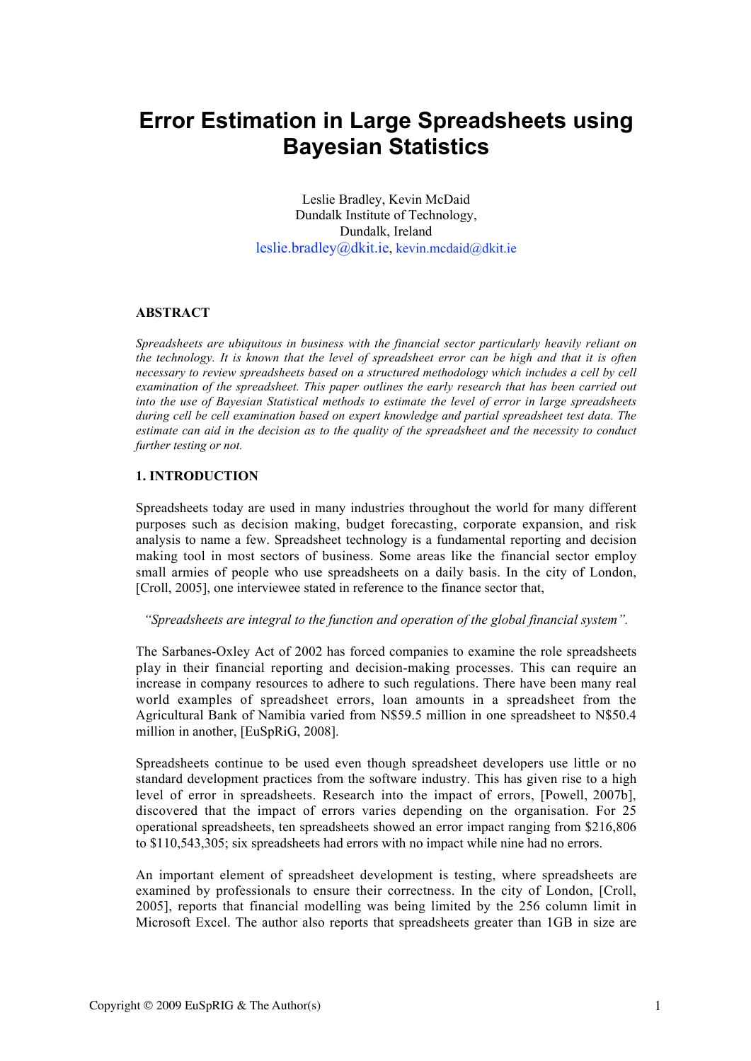# Error Estimation in Large Spreadsheets using Bayesian Statistics

Leslie Bradley, Kevin McDaid
Dundalk Institute of Technology,
Dundalk, Ireland
leslie.bradley@dkit.ie, kevin.mcdaid@dkit.ie

## ABSTRACT

*Spreadsheets are ubiquitous in business with the financial sector particularly heavily reliant on the technology. It is known that the level of spreadsheet error can be high and that it is often necessary to review spreadsheets based on a structured methodology which includes a cell by cell examination of the spreadsheet. This paper outlines the early research that has been carried out into the use of Bayesian Statistical methods to estimate the level of error in large spreadsheets during cell be cell examination based on expert knowledge and partial spreadsheet test data. The estimate can aid in the decision as to the quality of the spreadsheet and the necessity to conduct further testing or not.*

## 1. INTRODUCTION

Spreadsheets today are used in many industries throughout the world for many different purposes such as decision making, budget forecasting, corporate expansion, and risk analysis to name a few. Spreadsheet technology is a fundamental reporting and decision making tool in most sectors of business. Some areas like the financial sector employ small armies of people who use spreadsheets on a daily basis. In the city of London, [Croll, 2005], one interviewee stated in reference to the finance sector that,

*"Spreadsheets are integral to the function and operation of the global financial system".*

The Sarbanes-Oxley Act of 2002 has forced companies to examine the role spreadsheets play in their financial reporting and decision-making processes. This can require an increase in company resources to adhere to such regulations. There have been many real world examples of spreadsheet errors, loan amounts in a spreadsheet from the Agricultural Bank of Namibia varied from N$59.5 million in one spreadsheet to N$50.4 million in another, [EuSpRiG, 2008].

Spreadsheets continue to be used even though spreadsheet developers use little or no standard development practices from the software industry. This has given rise to a high level of error in spreadsheets. Research into the impact of errors, [Powell, 2007b], discovered that the impact of errors varies depending on the organisation. For 25 operational spreadsheets, ten spreadsheets showed an error impact ranging from $216,806 to $110,543,305; six spreadsheets had errors with no impact while nine had no errors.

An important element of spreadsheet development is testing, where spreadsheets are examined by professionals to ensure their correctness. In the city of London, [Croll, 2005], reports that financial modelling was being limited by the 256 column limit in Microsoft Excel. The author also reports that spreadsheets greater than 1GB in size are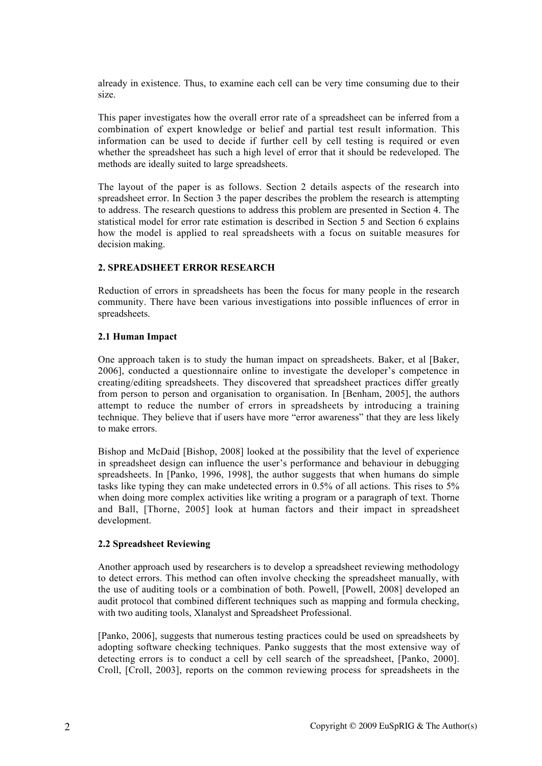already in existence. Thus, to examine each cell can be very time consuming due to their size.

This paper investigates how the overall error rate of a spreadsheet can be inferred from a combination of expert knowledge or belief and partial test result information. This information can be used to decide if further cell by cell testing is required or even whether the spreadsheet has such a high level of error that it should be redeveloped. The methods are ideally suited to large spreadsheets.

The layout of the paper is as follows. Section 2 details aspects of the research into spreadsheet error. In Section 3 the paper describes the problem the research is attempting to address. The research questions to address this problem are presented in Section 4. The statistical model for error rate estimation is described in Section 5 and Section 6 explains how the model is applied to real spreadsheets with a focus on suitable measures for decision making.

## 2. SPREADSHEET ERROR RESEARCH

Reduction of errors in spreadsheets has been the focus for many people in the research community. There have been various investigations into possible influences of error in spreadsheets.

### 2.1 Human Impact

One approach taken is to study the human impact on spreadsheets. Baker, et al [Baker, 2006], conducted a questionnaire online to investigate the developer's competence in creating/editing spreadsheets. They discovered that spreadsheet practices differ greatly from person to person and organisation to organisation. In [Benham, 2005], the authors attempt to reduce the number of errors in spreadsheets by introducing a training technique. They believe that if users have more "error awareness" that they are less likely to make errors.

Bishop and McDaid [Bishop, 2008] looked at the possibility that the level of experience in spreadsheet design can influence the user's performance and behaviour in debugging spreadsheets. In [Panko, 1996, 1998], the author suggests that when humans do simple tasks like typing they can make undetected errors in 0.5% of all actions. This rises to 5% when doing more complex activities like writing a program or a paragraph of text. Thorne and Ball, [Thorne, 2005] look at human factors and their impact in spreadsheet development.

### 2.2 Spreadsheet Reviewing

Another approach used by researchers is to develop a spreadsheet reviewing methodology to detect errors. This method can often involve checking the spreadsheet manually, with the use of auditing tools or a combination of both. Powell, [Powell, 2008] developed an audit protocol that combined different techniques such as mapping and formula checking, with two auditing tools, Xlanalyst and Spreadsheet Professional.

[Panko, 2006], suggests that numerous testing practices could be used on spreadsheets by adopting software checking techniques. Panko suggests that the most extensive way of detecting errors is to conduct a cell by cell search of the spreadsheet, [Panko, 2000]. Croll, [Croll, 2003], reports on the common reviewing process for spreadsheets in the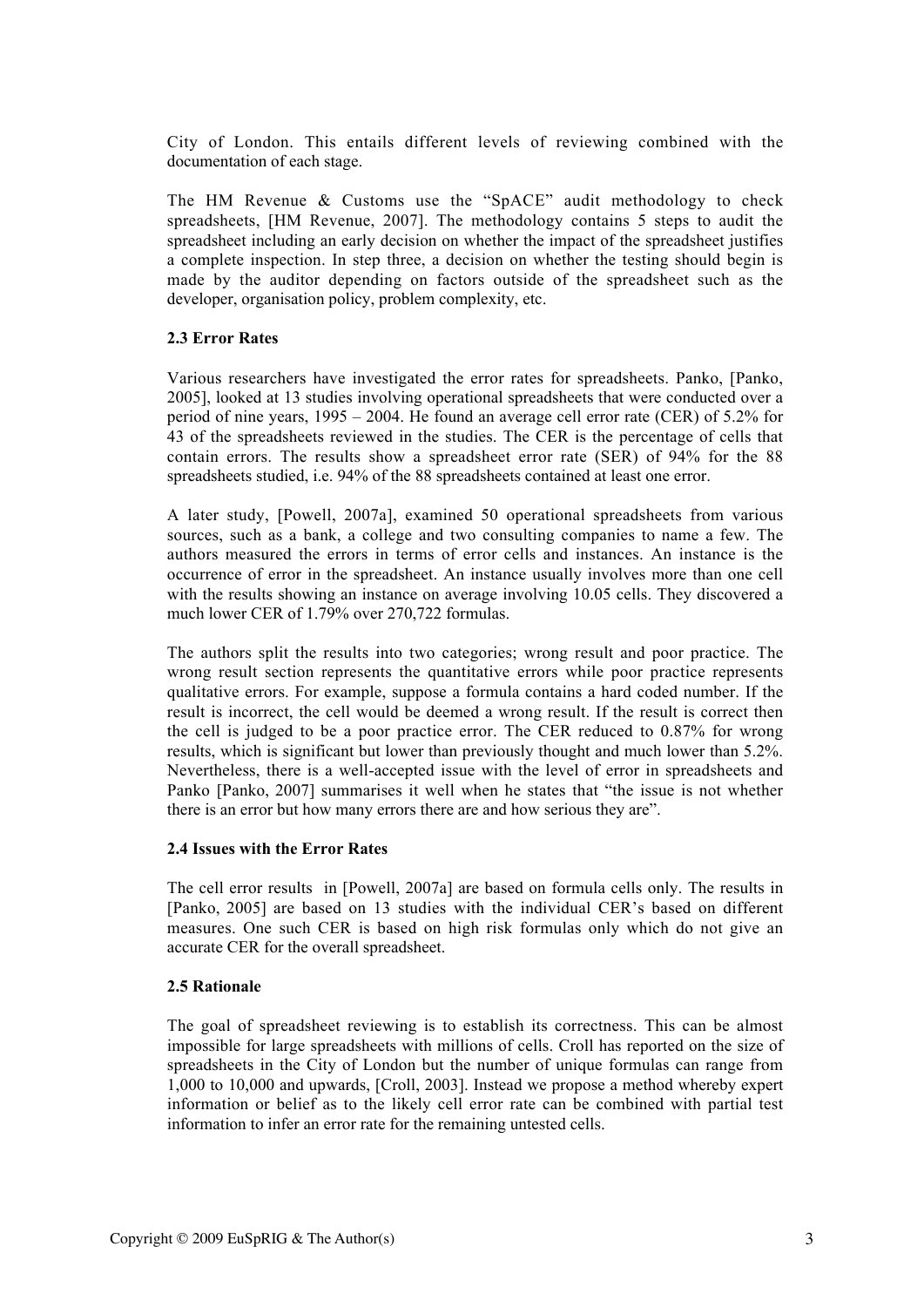City of London. This entails different levels of reviewing combined with the documentation of each stage.

The HM Revenue & Customs use the "SpACE" audit methodology to check spreadsheets, [HM Revenue, 2007]. The methodology contains 5 steps to audit the spreadsheet including an early decision on whether the impact of the spreadsheet justifies a complete inspection. In step three, a decision on whether the testing should begin is made by the auditor depending on factors outside of the spreadsheet such as the developer, organisation policy, problem complexity, etc.

### 2.3 Error Rates

Various researchers have investigated the error rates for spreadsheets. Panko, [Panko, 2005], looked at 13 studies involving operational spreadsheets that were conducted over a period of nine years, 1995 – 2004. He found an average cell error rate (CER) of 5.2% for 43 of the spreadsheets reviewed in the studies. The CER is the percentage of cells that contain errors. The results show a spreadsheet error rate (SER) of 94% for the 88 spreadsheets studied, i.e. 94% of the 88 spreadsheets contained at least one error.

A later study, [Powell, 2007a], examined 50 operational spreadsheets from various sources, such as a bank, a college and two consulting companies to name a few. The authors measured the errors in terms of error cells and instances. An instance is the occurrence of error in the spreadsheet. An instance usually involves more than one cell with the results showing an instance on average involving 10.05 cells. They discovered a much lower CER of 1.79% over 270,722 formulas.

The authors split the results into two categories; wrong result and poor practice. The wrong result section represents the quantitative errors while poor practice represents qualitative errors. For example, suppose a formula contains a hard coded number. If the result is incorrect, the cell would be deemed a wrong result. If the result is correct then the cell is judged to be a poor practice error. The CER reduced to 0.87% for wrong results, which is significant but lower than previously thought and much lower than 5.2%. Nevertheless, there is a well-accepted issue with the level of error in spreadsheets and Panko [Panko, 2007] summarises it well when he states that "the issue is not whether there is an error but how many errors there are and how serious they are".

### 2.4 Issues with the Error Rates

The cell error results in [Powell, 2007a] are based on formula cells only. The results in [Panko, 2005] are based on 13 studies with the individual CER's based on different measures. One such CER is based on high risk formulas only which do not give an accurate CER for the overall spreadsheet.

### 2.5 Rationale

The goal of spreadsheet reviewing is to establish its correctness. This can be almost impossible for large spreadsheets with millions of cells. Croll has reported on the size of spreadsheets in the City of London but the number of unique formulas can range from 1,000 to 10,000 and upwards, [Croll, 2003]. Instead we propose a method whereby expert information or belief as to the likely cell error rate can be combined with partial test information to infer an error rate for the remaining untested cells.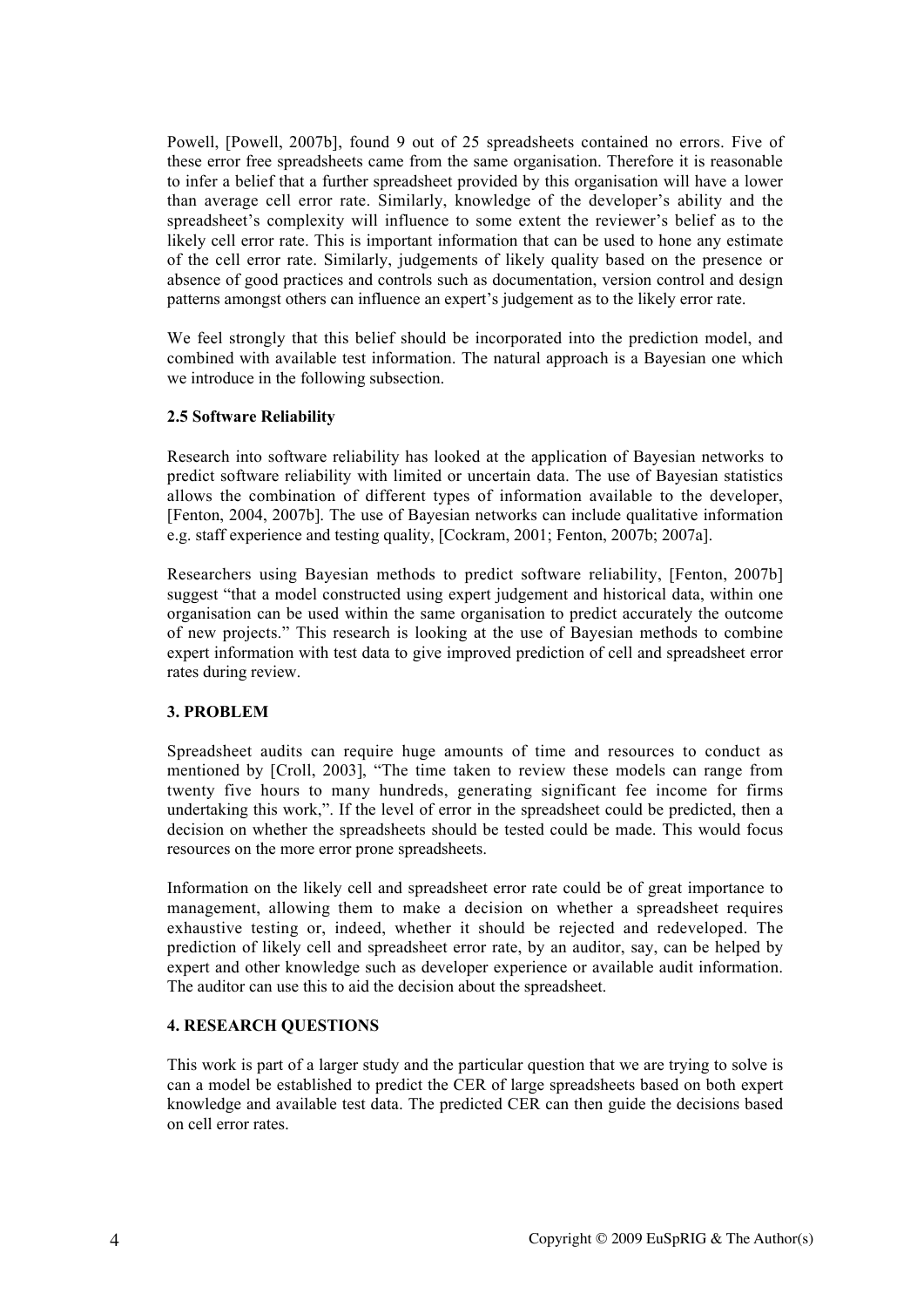Powell, [Powell, 2007b], found 9 out of 25 spreadsheets contained no errors. Five of these error free spreadsheets came from the same organisation. Therefore it is reasonable to infer a belief that a further spreadsheet provided by this organisation will have a lower than average cell error rate. Similarly, knowledge of the developer's ability and the spreadsheet's complexity will influence to some extent the reviewer's belief as to the likely cell error rate. This is important information that can be used to hone any estimate of the cell error rate. Similarly, judgements of likely quality based on the presence or absence of good practices and controls such as documentation, version control and design patterns amongst others can influence an expert's judgement as to the likely error rate.

We feel strongly that this belief should be incorporated into the prediction model, and combined with available test information. The natural approach is a Bayesian one which we introduce in the following subsection.

### 2.5 Software Reliability

Research into software reliability has looked at the application of Bayesian networks to predict software reliability with limited or uncertain data. The use of Bayesian statistics allows the combination of different types of information available to the developer, [Fenton, 2004, 2007b]. The use of Bayesian networks can include qualitative information e.g. staff experience and testing quality, [Cockram, 2001; Fenton, 2007b; 2007a].

Researchers using Bayesian methods to predict software reliability, [Fenton, 2007b] suggest "that a model constructed using expert judgement and historical data, within one organisation can be used within the same organisation to predict accurately the outcome of new projects." This research is looking at the use of Bayesian methods to combine expert information with test data to give improved prediction of cell and spreadsheet error rates during review.

## 3. PROBLEM

Spreadsheet audits can require huge amounts of time and resources to conduct as mentioned by [Croll, 2003], "The time taken to review these models can range from twenty five hours to many hundreds, generating significant fee income for firms undertaking this work,". If the level of error in the spreadsheet could be predicted, then a decision on whether the spreadsheets should be tested could be made. This would focus resources on the more error prone spreadsheets.

Information on the likely cell and spreadsheet error rate could be of great importance to management, allowing them to make a decision on whether a spreadsheet requires exhaustive testing or, indeed, whether it should be rejected and redeveloped. The prediction of likely cell and spreadsheet error rate, by an auditor, say, can be helped by expert and other knowledge such as developer experience or available audit information. The auditor can use this to aid the decision about the spreadsheet.

## 4. RESEARCH QUESTIONS

This work is part of a larger study and the particular question that we are trying to solve is can a model be established to predict the CER of large spreadsheets based on both expert knowledge and available test data. The predicted CER can then guide the decisions based on cell error rates.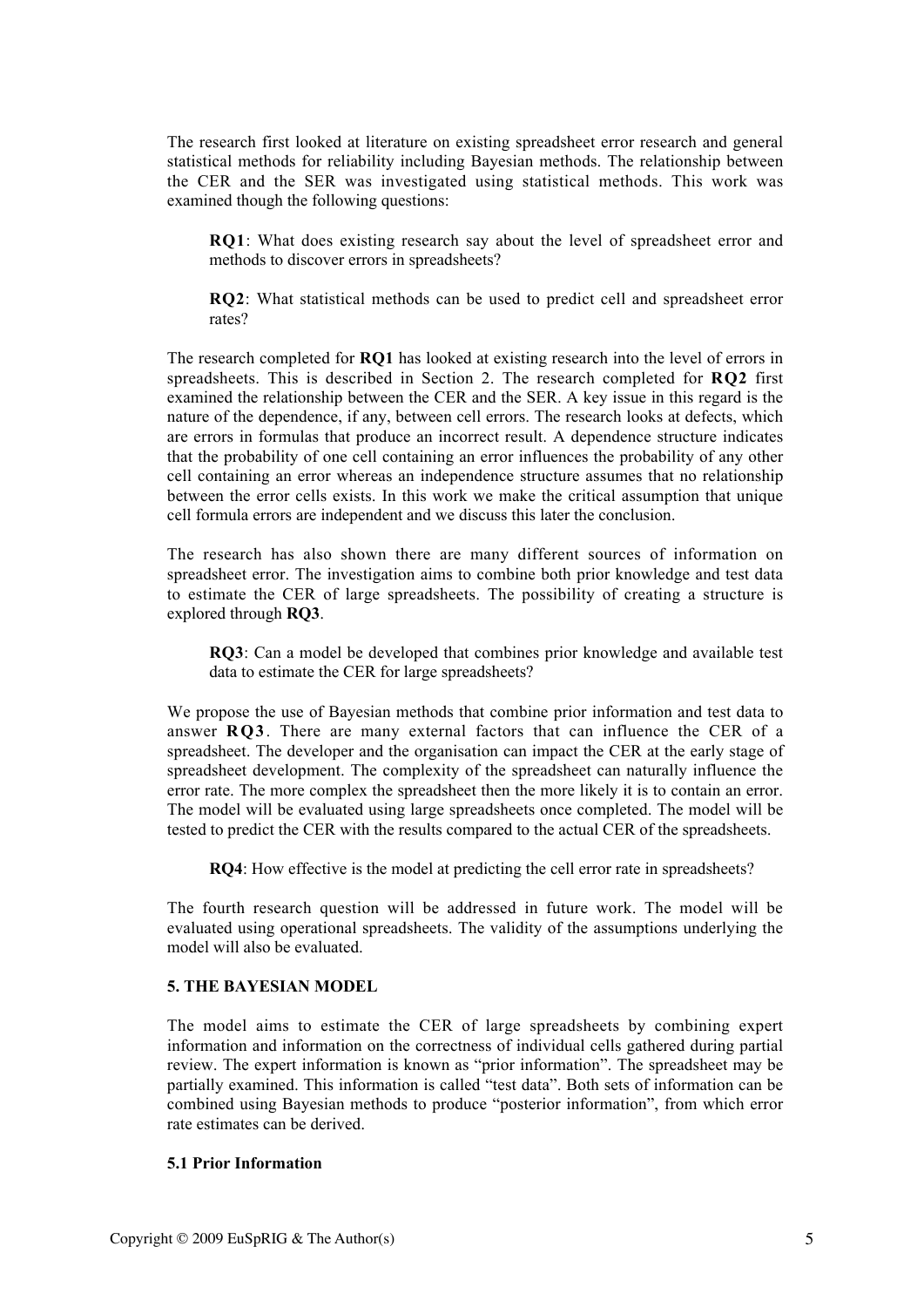The research first looked at literature on existing spreadsheet error research and general statistical methods for reliability including Bayesian methods. The relationship between the CER and the SER was investigated using statistical methods. This work was examined though the following questions:

> **RQ1**: What does existing research say about the level of spreadsheet error and methods to discover errors in spreadsheets?
>
> **RQ2**: What statistical methods can be used to predict cell and spreadsheet error rates?

The research completed for **RQ1** has looked at existing research into the level of errors in spreadsheets. This is described in Section 2. The research completed for **RQ2** first examined the relationship between the CER and the SER. A key issue in this regard is the nature of the dependence, if any, between cell errors. The research looks at defects, which are errors in formulas that produce an incorrect result. A dependence structure indicates that the probability of one cell containing an error influences the probability of any other cell containing an error whereas an independence structure assumes that no relationship between the error cells exists. In this work we make the critical assumption that unique cell formula errors are independent and we discuss this later the conclusion.

The research has also shown there are many different sources of information on spreadsheet error. The investigation aims to combine both prior knowledge and test data to estimate the CER of large spreadsheets. The possibility of creating a structure is explored through **RQ3**.

> **RQ3**: Can a model be developed that combines prior knowledge and available test data to estimate the CER for large spreadsheets?

We propose the use of Bayesian methods that combine prior information and test data to answer **RQ3**. There are many external factors that can influence the CER of a spreadsheet. The developer and the organisation can impact the CER at the early stage of spreadsheet development. The complexity of the spreadsheet can naturally influence the error rate. The more complex the spreadsheet then the more likely it is to contain an error. The model will be evaluated using large spreadsheets once completed. The model will be tested to predict the CER with the results compared to the actual CER of the spreadsheets.

> **RQ4**: How effective is the model at predicting the cell error rate in spreadsheets?

The fourth research question will be addressed in future work. The model will be evaluated using operational spreadsheets. The validity of the assumptions underlying the model will also be evaluated.

## 5. THE BAYESIAN MODEL

The model aims to estimate the CER of large spreadsheets by combining expert information and information on the correctness of individual cells gathered during partial review. The expert information is known as "prior information". The spreadsheet may be partially examined. This information is called "test data". Both sets of information can be combined using Bayesian methods to produce "posterior information", from which error rate estimates can be derived.

### 5.1 Prior Information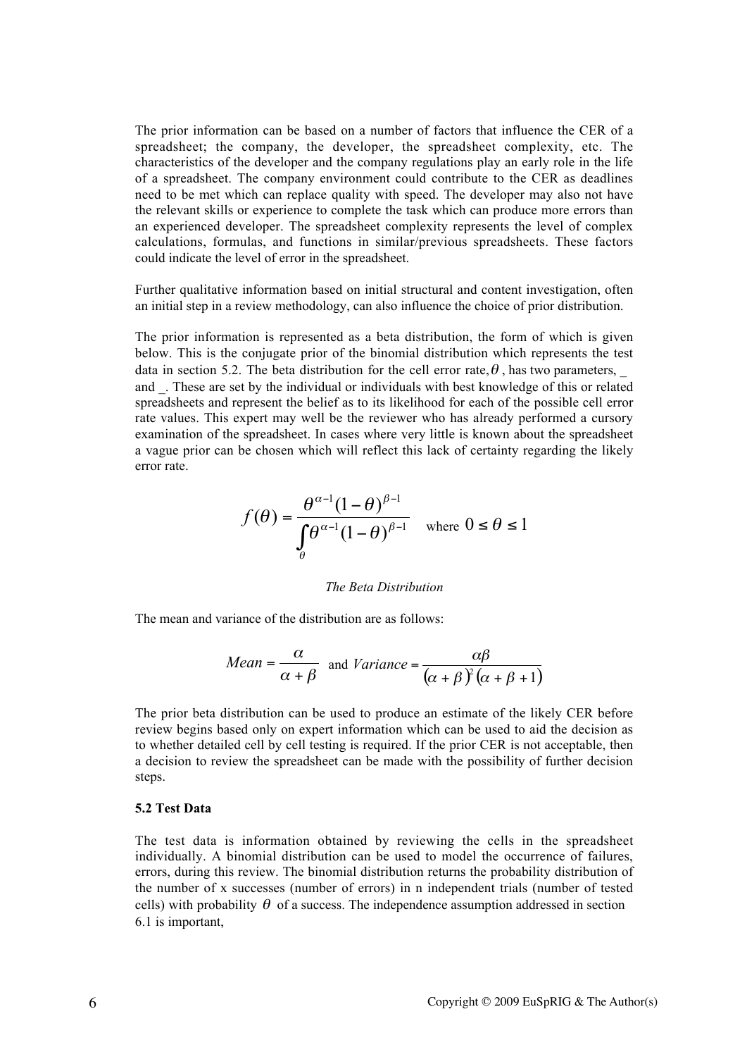The prior information can be based on a number of factors that influence the CER of a spreadsheet; the company, the developer, the spreadsheet complexity, etc. The characteristics of the developer and the company regulations play an early role in the life of a spreadsheet. The company environment could contribute to the CER as deadlines need to be met which can replace quality with speed. The developer may also not have the relevant skills or experience to complete the task which can produce more errors than an experienced developer. The spreadsheet complexity represents the level of complex calculations, formulas, and functions in similar/previous spreadsheets. These factors could indicate the level of error in the spreadsheet.

Further qualitative information based on initial structural and content investigation, often an initial step in a review methodology, can also influence the choice of prior distribution.

The prior information is represented as a beta distribution, the form of which is given below. This is the conjugate prior of the binomial distribution which represents the test data in section 5.2. The beta distribution for the cell error rate, $\theta$, has two parameters, _ and _. These are set by the individual or individuals with best knowledge of this or related spreadsheets and represent the belief as to its likelihood for each of the possible cell error rate values. This expert may well be the reviewer who has already performed a cursory examination of the spreadsheet. In cases where very little is known about the spreadsheet a vague prior can be chosen which will reflect this lack of certainty regarding the likely error rate.

$$f(\theta) = \frac{\theta^{\alpha-1}(1-\theta)^{\beta-1}}{\int_{\theta} \theta^{\alpha-1}(1-\theta)^{\beta-1}} \quad \text{where } 0 \le \theta \le 1$$

*The Beta Distribution*

The mean and variance of the distribution are as follows:

$$Mean = \frac{\alpha}{\alpha+\beta} \text{ and } Variance = \frac{\alpha\beta}{(\alpha+\beta)^2(\alpha+\beta+1)}$$

The prior beta distribution can be used to produce an estimate of the likely CER before review begins based only on expert information which can be used to aid the decision as to whether detailed cell by cell testing is required. If the prior CER is not acceptable, then a decision to review the spreadsheet can be made with the possibility of further decision steps.

**5.2 Test Data**

The test data is information obtained by reviewing the cells in the spreadsheet individually. A binomial distribution can be used to model the occurrence of failures, errors, during this review. The binomial distribution returns the probability distribution of the number of x successes (number of errors) in n independent trials (number of tested cells) with probability $\theta$ of a success. The independence assumption addressed in section 6.1 is important,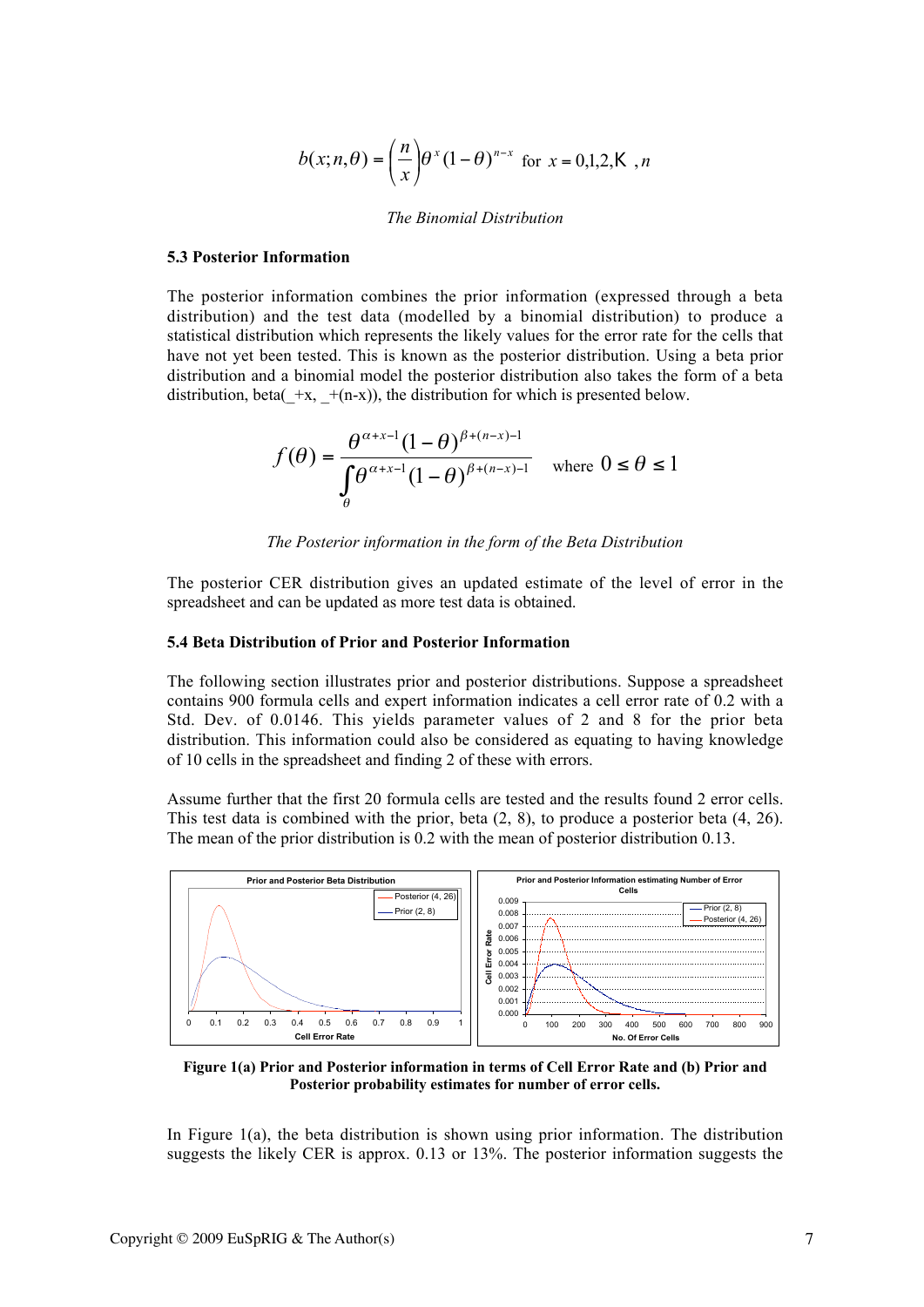$$b(x;n,\theta) = \binom{n}{x}\theta^{x}(1-\theta)^{n-x} \text{ for } x = 0,1,2,\ldots,n$$

*The Binomial Distribution*

### 5.3 Posterior Information

The posterior information combines the prior information (expressed through a beta distribution) and the test data (modelled by a binomial distribution) to produce a statistical distribution which represents the likely values for the error rate for the cells that have not yet been tested. This is known as the posterior distribution. Using a beta prior distribution and a binomial model the posterior distribution also takes the form of a beta distribution, beta(_+x, _+(n-x)), the distribution for which is presented below.

$$f(\theta) = \frac{\theta^{\alpha+x-1}(1-\theta)^{\beta+(n-x)-1}}{\int_{\theta}\theta^{\alpha+x-1}(1-\theta)^{\beta+(n-x)-1}} \quad \text{where } 0 \le \theta \le 1$$

*The Posterior information in the form of the Beta Distribution*

The posterior CER distribution gives an updated estimate of the level of error in the spreadsheet and can be updated as more test data is obtained.

### 5.4 Beta Distribution of Prior and Posterior Information

The following section illustrates prior and posterior distributions. Suppose a spreadsheet contains 900 formula cells and expert information indicates a cell error rate of 0.2 with a Std. Dev. of 0.0146. This yields parameter values of 2 and 8 for the prior beta distribution. This information could also be considered as equating to having knowledge of 10 cells in the spreadsheet and finding 2 of these with errors.

Assume further that the first 20 formula cells are tested and the results found 2 error cells. This test data is combined with the prior, beta (2, 8), to produce a posterior beta (4, 26). The mean of the prior distribution is 0.2 with the mean of posterior distribution 0.13.

**Figure 1(a) Prior and Posterior information in terms of Cell Error Rate and (b) Prior and Posterior probability estimates for number of error cells.**

In Figure 1(a), the beta distribution is shown using prior information. The distribution suggests the likely CER is approx. 0.13 or 13%. The posterior information suggests the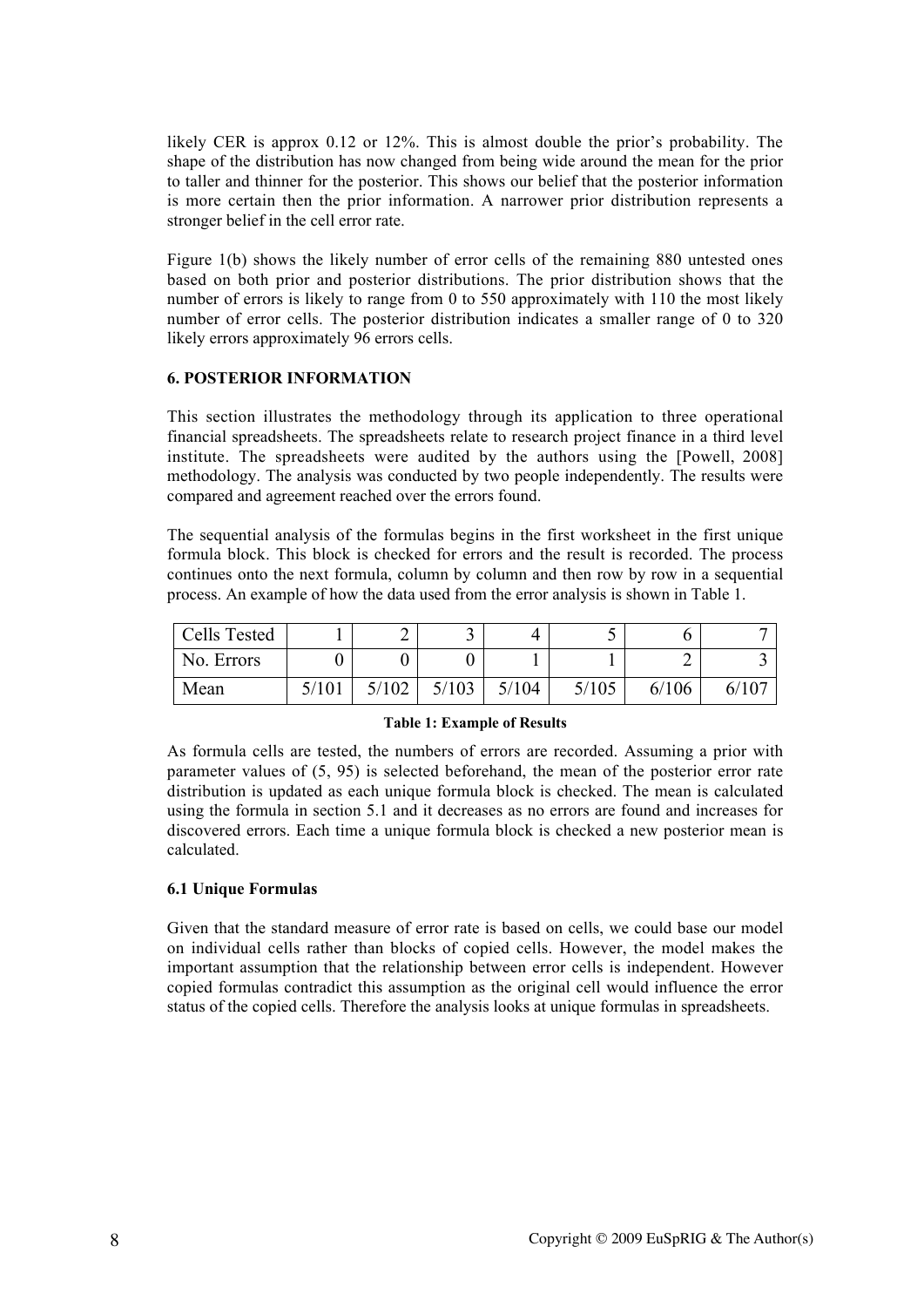likely CER is approx 0.12 or 12%. This is almost double the prior's probability. The shape of the distribution has now changed from being wide around the mean for the prior to taller and thinner for the posterior. This shows our belief that the posterior information is more certain then the prior information. A narrower prior distribution represents a stronger belief in the cell error rate.

Figure 1(b) shows the likely number of error cells of the remaining 880 untested ones based on both prior and posterior distributions. The prior distribution shows that the number of errors is likely to range from 0 to 550 approximately with 110 the most likely number of error cells. The posterior distribution indicates a smaller range of 0 to 320 likely errors approximately 96 errors cells.

### 6. POSTERIOR INFORMATION

This section illustrates the methodology through its application to three operational financial spreadsheets. The spreadsheets relate to research project finance in a third level institute. The spreadsheets were audited by the authors using the [Powell, 2008] methodology. The analysis was conducted by two people independently. The results were compared and agreement reached over the errors found.

The sequential analysis of the formulas begins in the first worksheet in the first unique formula block. This block is checked for errors and the result is recorded. The process continues onto the next formula, column by column and then row by row in a sequential process. An example of how the data used from the error analysis is shown in Table 1.

| Cells Tested | 1 | 2 | 3 | 4 | 5 | 6 | 7 |
|---|---|---|---|---|---|---|---|
| No. Errors | 0 | 0 | 0 | 1 | 1 | 2 | 3 |
| Mean | 5/101 | 5/102 | 5/103 | 5/104 | 5/105 | 6/106 | 6/107 |

**Table 1: Example of Results**

As formula cells are tested, the numbers of errors are recorded. Assuming a prior with parameter values of (5, 95) is selected beforehand, the mean of the posterior error rate distribution is updated as each unique formula block is checked. The mean is calculated using the formula in section 5.1 and it decreases as no errors are found and increases for discovered errors. Each time a unique formula block is checked a new posterior mean is calculated.

#### 6.1 Unique Formulas

Given that the standard measure of error rate is based on cells, we could base our model on individual cells rather than blocks of copied cells. However, the model makes the important assumption that the relationship between error cells is independent. However copied formulas contradict this assumption as the original cell would influence the error status of the copied cells. Therefore the analysis looks at unique formulas in spreadsheets.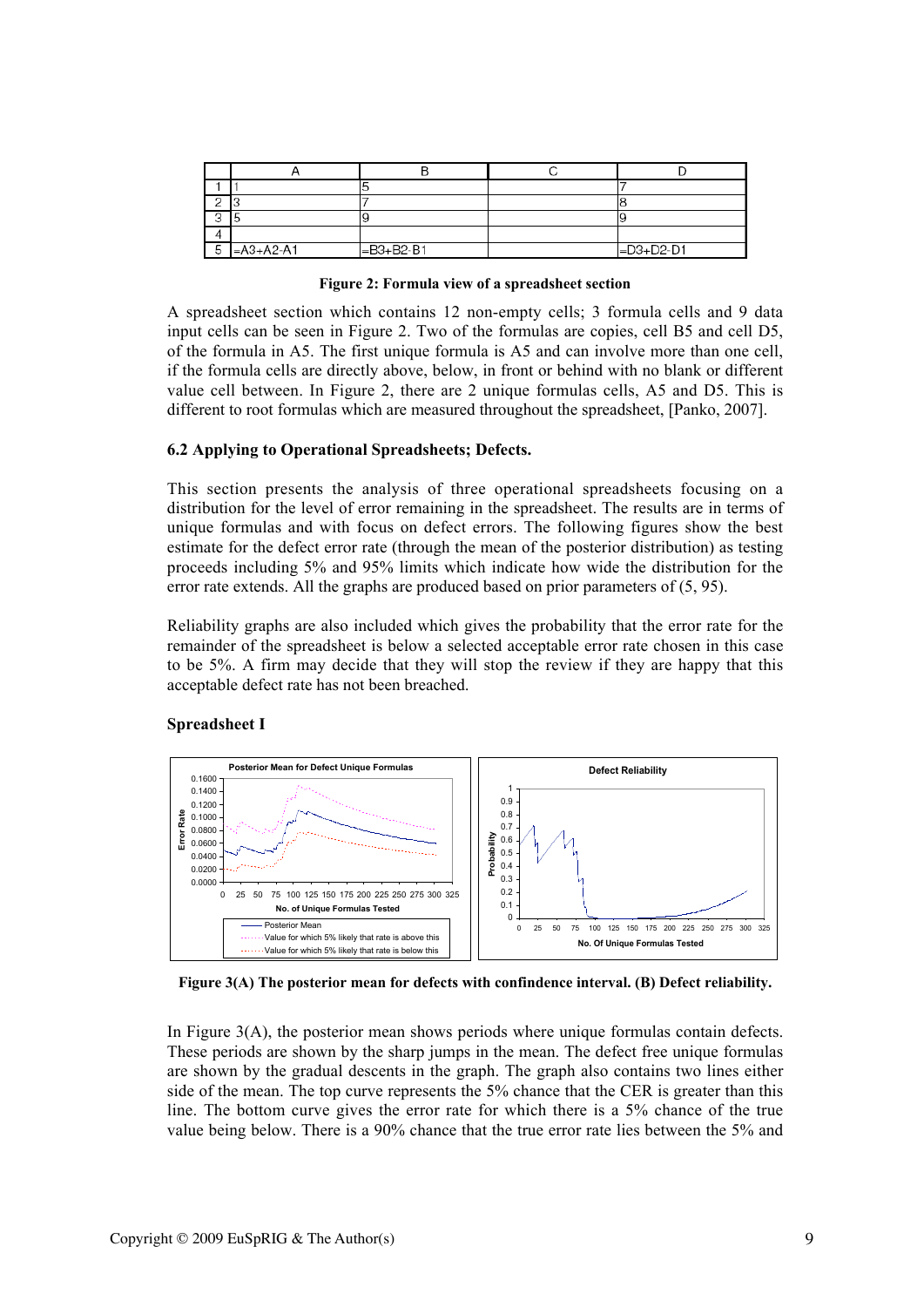|   | A | B | C | D |
|---|---|---|---|---|
| 1 | 1 | 5 |   | 7 |
| 2 | 3 | 7 |   | 8 |
| 3 | 5 | 9 |   | 9 |
| 4 |   |   |   |   |
| 5 | =A3+A2-A1 | =B3+B2-B1 |   | =D3+D2-D1 |

**Figure 2: Formula view of a spreadsheet section**

A spreadsheet section which contains 12 non-empty cells; 3 formula cells and 9 data input cells can be seen in Figure 2. Two of the formulas are copies, cell B5 and cell D5, of the formula in A5. The first unique formula is A5 and can involve more than one cell, if the formula cells are directly above, below, in front or behind with no blank or different value cell between. In Figure 2, there are 2 unique formulas cells, A5 and D5. This is different to root formulas which are measured throughout the spreadsheet, [Panko, 2007].

### 6.2 Applying to Operational Spreadsheets; Defects.

This section presents the analysis of three operational spreadsheets focusing on a distribution for the level of error remaining in the spreadsheet. The results are in terms of unique formulas and with focus on defect errors. The following figures show the best estimate for the defect error rate (through the mean of the posterior distribution) as testing proceeds including 5% and 95% limits which indicate how wide the distribution for the error rate extends. All the graphs are produced based on prior parameters of (5, 95).

Reliability graphs are also included which gives the probability that the error rate for the remainder of the spreadsheet is below a selected acceptable error rate chosen in this case to be 5%. A firm may decide that they will stop the review if they are happy that this acceptable defect rate has not been breached.

**Spreadsheet I**

**Figure 3(A) The posterior mean for defects with confindence interval. (B) Defect reliability.**

In Figure 3(A), the posterior mean shows periods where unique formulas contain defects. These periods are shown by the sharp jumps in the mean. The defect free unique formulas are shown by the gradual descents in the graph. The graph also contains two lines either side of the mean. The top curve represents the 5% chance that the CER is greater than this line. The bottom curve gives the error rate for which there is a 5% chance of the true value being below. There is a 90% chance that the true error rate lies between the 5% and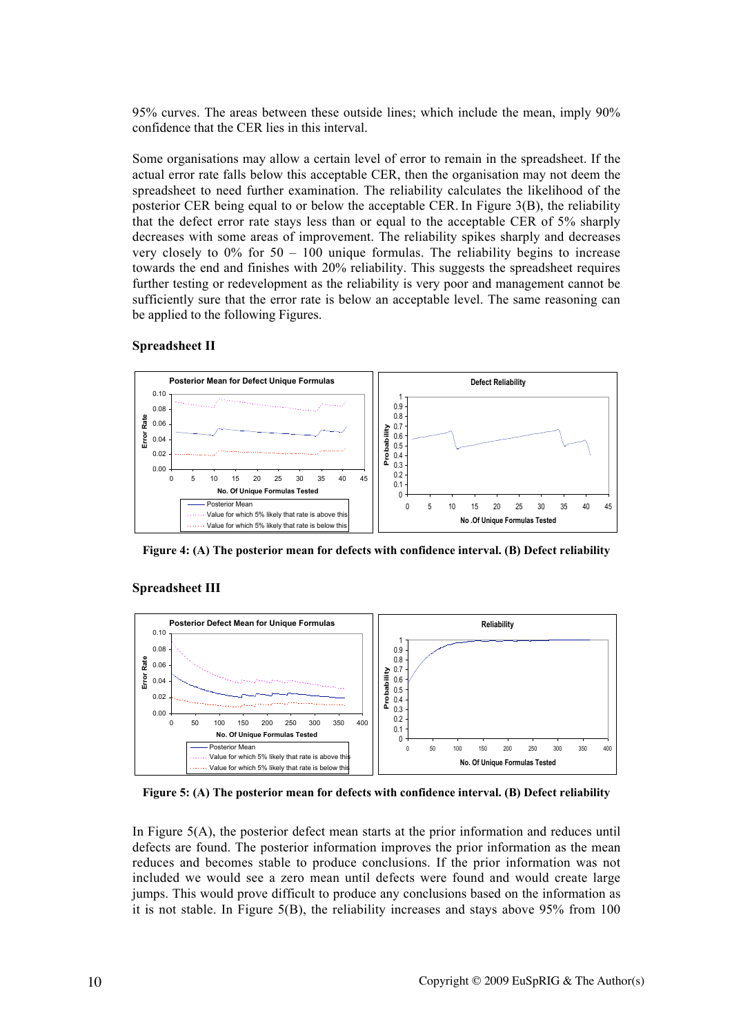95% curves. The areas between these outside lines; which include the mean, imply 90% confidence that the CER lies in this interval.

Some organisations may allow a certain level of error to remain in the spreadsheet. If the actual error rate falls below this acceptable CER, then the organisation may not deem the spreadsheet to need further examination. The reliability calculates the likelihood of the posterior CER being equal to or below the acceptable CER. In Figure 3(B), the reliability that the defect error rate stays less than or equal to the acceptable CER of 5% sharply decreases with some areas of improvement. The reliability spikes sharply and decreases very closely to 0% for 50 – 100 unique formulas. The reliability begins to increase towards the end and finishes with 20% reliability. This suggests the spreadsheet requires further testing or redevelopment as the reliability is very poor and management cannot be sufficiently sure that the error rate is below an acceptable level. The same reasoning can be applied to the following Figures.

**Spreadsheet II**

**Figure 4: (A) The posterior mean for defects with confidence interval. (B) Defect reliability**

**Spreadsheet III**

**Figure 5: (A) The posterior mean for defects with confidence interval. (B) Defect reliability**

In Figure 5(A), the posterior defect mean starts at the prior information and reduces until defects are found. The posterior information improves the prior information as the mean reduces and becomes stable to produce conclusions. If the prior information was not included we would see a zero mean until defects were found and would create large jumps. This would prove difficult to produce any conclusions based on the information as it is not stable. In Figure 5(B), the reliability increases and stays above 95% from 100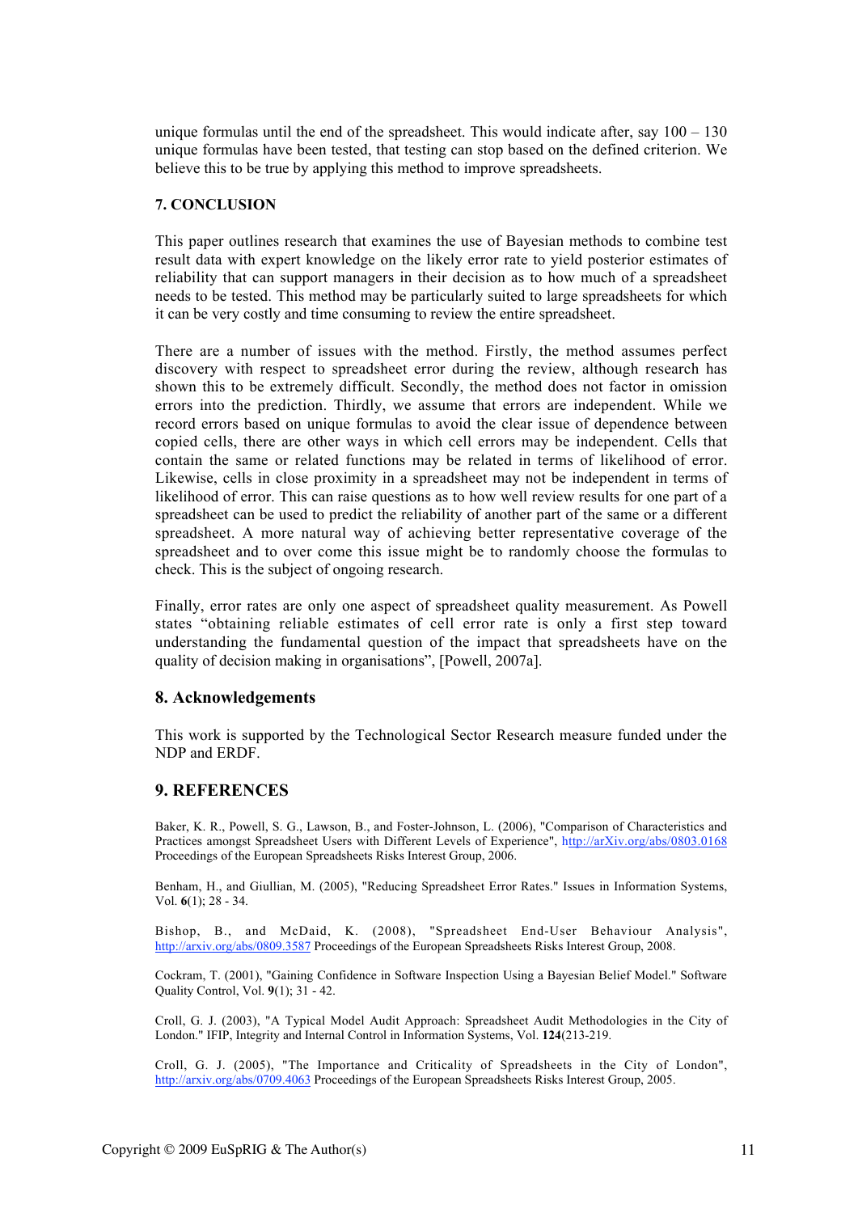unique formulas until the end of the spreadsheet. This would indicate after, say 100 – 130 unique formulas have been tested, that testing can stop based on the defined criterion. We believe this to be true by applying this method to improve spreadsheets.

## 7. CONCLUSION

This paper outlines research that examines the use of Bayesian methods to combine test result data with expert knowledge on the likely error rate to yield posterior estimates of reliability that can support managers in their decision as to how much of a spreadsheet needs to be tested. This method may be particularly suited to large spreadsheets for which it can be very costly and time consuming to review the entire spreadsheet.

There are a number of issues with the method. Firstly, the method assumes perfect discovery with respect to spreadsheet error during the review, although research has shown this to be extremely difficult. Secondly, the method does not factor in omission errors into the prediction. Thirdly, we assume that errors are independent. While we record errors based on unique formulas to avoid the clear issue of dependence between copied cells, there are other ways in which cell errors may be independent. Cells that contain the same or related functions may be related in terms of likelihood of error. Likewise, cells in close proximity in a spreadsheet may not be independent in terms of likelihood of error. This can raise questions as to how well review results for one part of a spreadsheet can be used to predict the reliability of another part of the same or a different spreadsheet. A more natural way of achieving better representative coverage of the spreadsheet and to over come this issue might be to randomly choose the formulas to check. This is the subject of ongoing research.

Finally, error rates are only one aspect of spreadsheet quality measurement. As Powell states "obtaining reliable estimates of cell error rate is only a first step toward understanding the fundamental question of the impact that spreadsheets have on the quality of decision making in organisations", [Powell, 2007a].

## 8. Acknowledgements

This work is supported by the Technological Sector Research measure funded under the NDP and ERDF.

## 9. REFERENCES

Baker, K. R., Powell, S. G., Lawson, B., and Foster-Johnson, L. (2006), "Comparison of Characteristics and Practices amongst Spreadsheet Users with Different Levels of Experience", http://arXiv.org/abs/0803.0168 Proceedings of the European Spreadsheets Risks Interest Group, 2006.

Benham, H., and Giullian, M. (2005), "Reducing Spreadsheet Error Rates." Issues in Information Systems, Vol. **6**(1); 28 - 34.

Bishop, B., and McDaid, K. (2008), "Spreadsheet End-User Behaviour Analysis", http://arxiv.org/abs/0809.3587 Proceedings of the European Spreadsheets Risks Interest Group, 2008.

Cockram, T. (2001), "Gaining Confidence in Software Inspection Using a Bayesian Belief Model." Software Quality Control, Vol. **9**(1); 31 - 42.

Croll, G. J. (2003), "A Typical Model Audit Approach: Spreadsheet Audit Methodologies in the City of London." IFIP, Integrity and Internal Control in Information Systems, Vol. **124**(213-219.

Croll, G. J. (2005), "The Importance and Criticality of Spreadsheets in the City of London", http://arxiv.org/abs/0709.4063 Proceedings of the European Spreadsheets Risks Interest Group, 2005.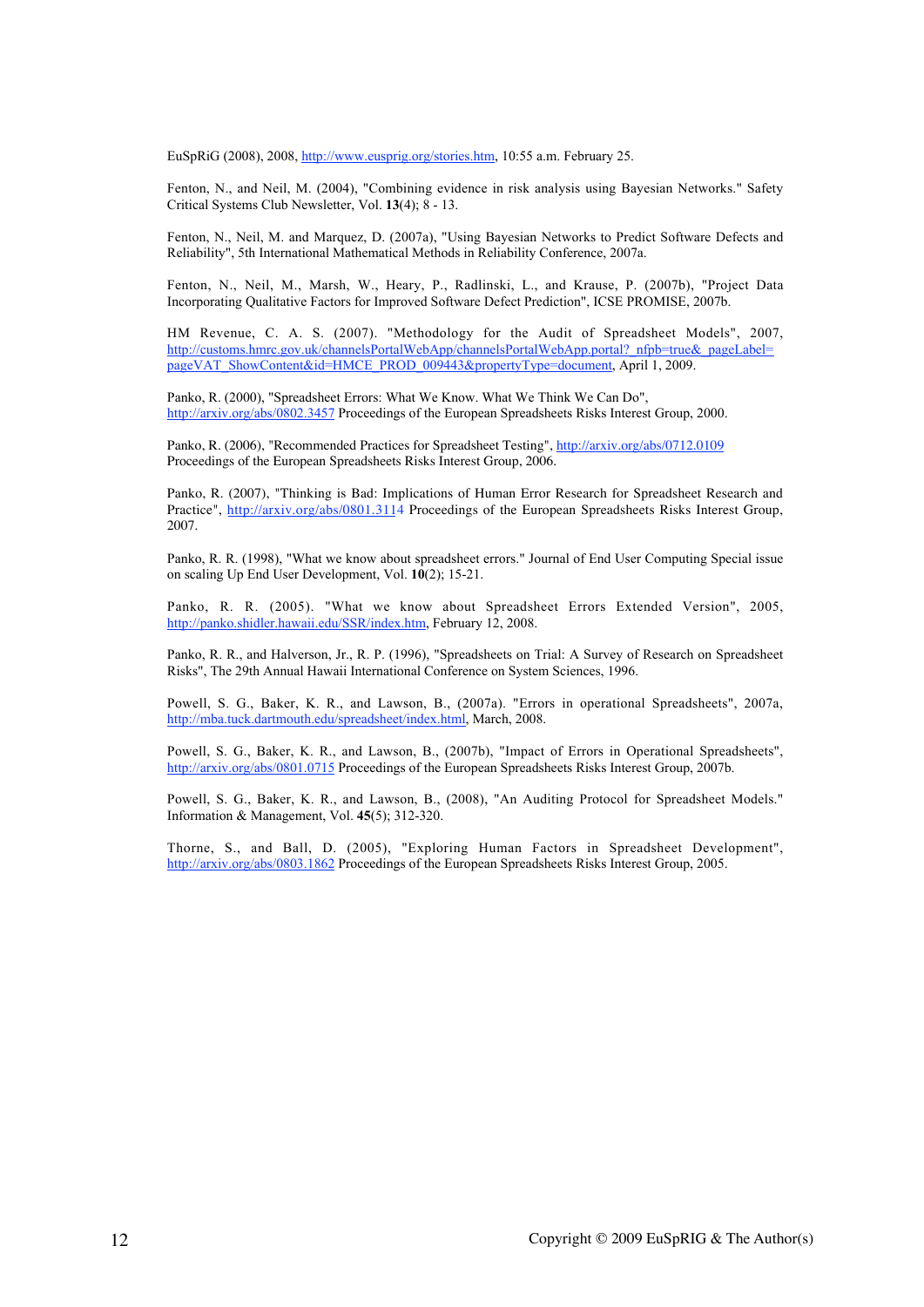EuSpRiG (2008), 2008, http://www.eusprig.org/stories.htm, 10:55 a.m. February 25.

Fenton, N., and Neil, M. (2004), "Combining evidence in risk analysis using Bayesian Networks." Safety Critical Systems Club Newsletter, Vol. **13**(4); 8 - 13.

Fenton, N., Neil, M. and Marquez, D. (2007a), "Using Bayesian Networks to Predict Software Defects and Reliability", 5th International Mathematical Methods in Reliability Conference, 2007a.

Fenton, N., Neil, M., Marsh, W., Heary, P., Radlinski, L., and Krause, P. (2007b), "Project Data Incorporating Qualitative Factors for Improved Software Defect Prediction", ICSE PROMISE, 2007b.

HM Revenue, C. A. S. (2007). "Methodology for the Audit of Spreadsheet Models", 2007, http://customs.hmrc.gov.uk/channelsPortalWebApp/channelsPortalWebApp.portal?_nfpb=true&_pageLabel=pageVAT_ShowContent&id=HMCE_PROD_009443&propertyType=document, April 1, 2009.

Panko, R. (2000), "Spreadsheet Errors: What We Know. What We Think We Can Do", http://arxiv.org/abs/0802.3457 Proceedings of the European Spreadsheets Risks Interest Group, 2000.

Panko, R. (2006), "Recommended Practices for Spreadsheet Testing", http://arxiv.org/abs/0712.0109 Proceedings of the European Spreadsheets Risks Interest Group, 2006.

Panko, R. (2007), "Thinking is Bad: Implications of Human Error Research for Spreadsheet Research and Practice", http://arxiv.org/abs/0801.3114 Proceedings of the European Spreadsheets Risks Interest Group, 2007.

Panko, R. R. (1998), "What we know about spreadsheet errors." Journal of End User Computing Special issue on scaling Up End User Development, Vol. **10**(2); 15-21.

Panko, R. R. (2005). "What we know about Spreadsheet Errors Extended Version", 2005, http://panko.shidler.hawaii.edu/SSR/index.htm, February 12, 2008.

Panko, R. R., and Halverson, Jr., R. P. (1996), "Spreadsheets on Trial: A Survey of Research on Spreadsheet Risks", The 29th Annual Hawaii International Conference on System Sciences, 1996.

Powell, S. G., Baker, K. R., and Lawson, B., (2007a). "Errors in operational Spreadsheets", 2007a, http://mba.tuck.dartmouth.edu/spreadsheet/index.html, March, 2008.

Powell, S. G., Baker, K. R., and Lawson, B., (2007b), "Impact of Errors in Operational Spreadsheets", http://arxiv.org/abs/0801.0715 Proceedings of the European Spreadsheets Risks Interest Group, 2007b.

Powell, S. G., Baker, K. R., and Lawson, B., (2008), "An Auditing Protocol for Spreadsheet Models." Information & Management, Vol. **45**(5); 312-320.

Thorne, S., and Ball, D. (2005), "Exploring Human Factors in Spreadsheet Development", http://arxiv.org/abs/0803.1862 Proceedings of the European Spreadsheets Risks Interest Group, 2005.